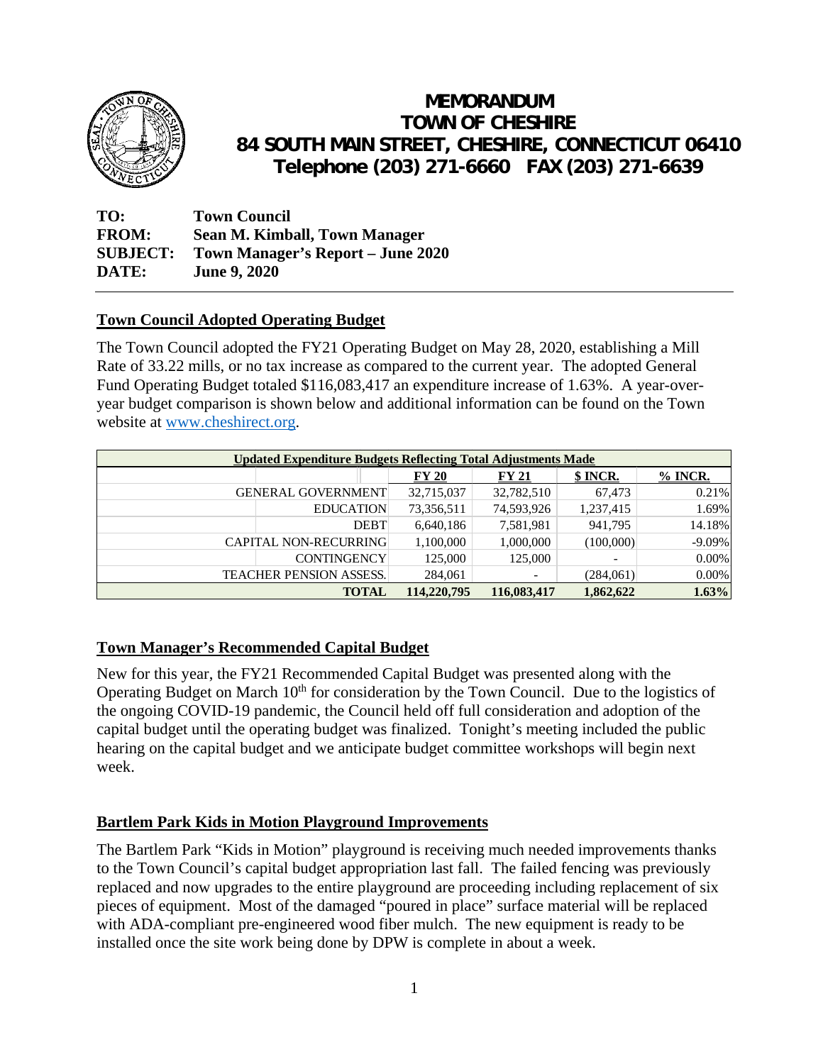# MEMORANDUM
# TOWN OF CHESHIRE
## 84 SOUTH MAIN STREET, CHESHIRE, CONNECTICUT 06410
## Telephone (203) 271-6660 FAX (203) 271-6639

**TO:** **Town Council**
**FROM:** **Sean M. Kimball, Town Manager**
**SUBJECT:** **Town Manager's Report – June 2020**
**DATE:** **June 9, 2020**

---

## Town Council Adopted Operating Budget

The Town Council adopted the FY21 Operating Budget on May 28, 2020, establishing a Mill Rate of 33.22 mills, or no tax increase as compared to the current year. The adopted General Fund Operating Budget totaled $116,083,417 an expenditure increase of 1.63%. A year-over-year budget comparison is shown below and additional information can be found on the Town website at www.cheshirect.org.

| Updated Expenditure Budgets Reflecting Total Adjustments Made | | | | |
|---|---|---|---|---|
| | **FY 20** | **FY 21** | **$ INCR.** | **% INCR.** |
| GENERAL GOVERNMENT | 32,715,037 | 32,782,510 | 67,473 | 0.21% |
| EDUCATION | 73,356,511 | 74,593,926 | 1,237,415 | 1.69% |
| DEBT | 6,640,186 | 7,581,981 | 941,795 | 14.18% |
| CAPITAL NON-RECURRING | 1,100,000 | 1,000,000 | (100,000) | -9.09% |
| CONTINGENCY | 125,000 | 125,000 | - | 0.00% |
| TEACHER PENSION ASSESS. | 284,061 | - | (284,061) | 0.00% |
| **TOTAL** | **114,220,795** | **116,083,417** | **1,862,622** | **1.63%** |

## Town Manager's Recommended Capital Budget

New for this year, the FY21 Recommended Capital Budget was presented along with the Operating Budget on March 10th for consideration by the Town Council. Due to the logistics of the ongoing COVID-19 pandemic, the Council held off full consideration and adoption of the capital budget until the operating budget was finalized. Tonight's meeting included the public hearing on the capital budget and we anticipate budget committee workshops will begin next week.

## Bartlem Park Kids in Motion Playground Improvements

The Bartlem Park "Kids in Motion" playground is receiving much needed improvements thanks to the Town Council's capital budget appropriation last fall. The failed fencing was previously replaced and now upgrades to the entire playground are proceeding including replacement of six pieces of equipment. Most of the damaged "poured in place" surface material will be replaced with ADA-compliant pre-engineered wood fiber mulch. The new equipment is ready to be installed once the site work being done by DPW is complete in about a week.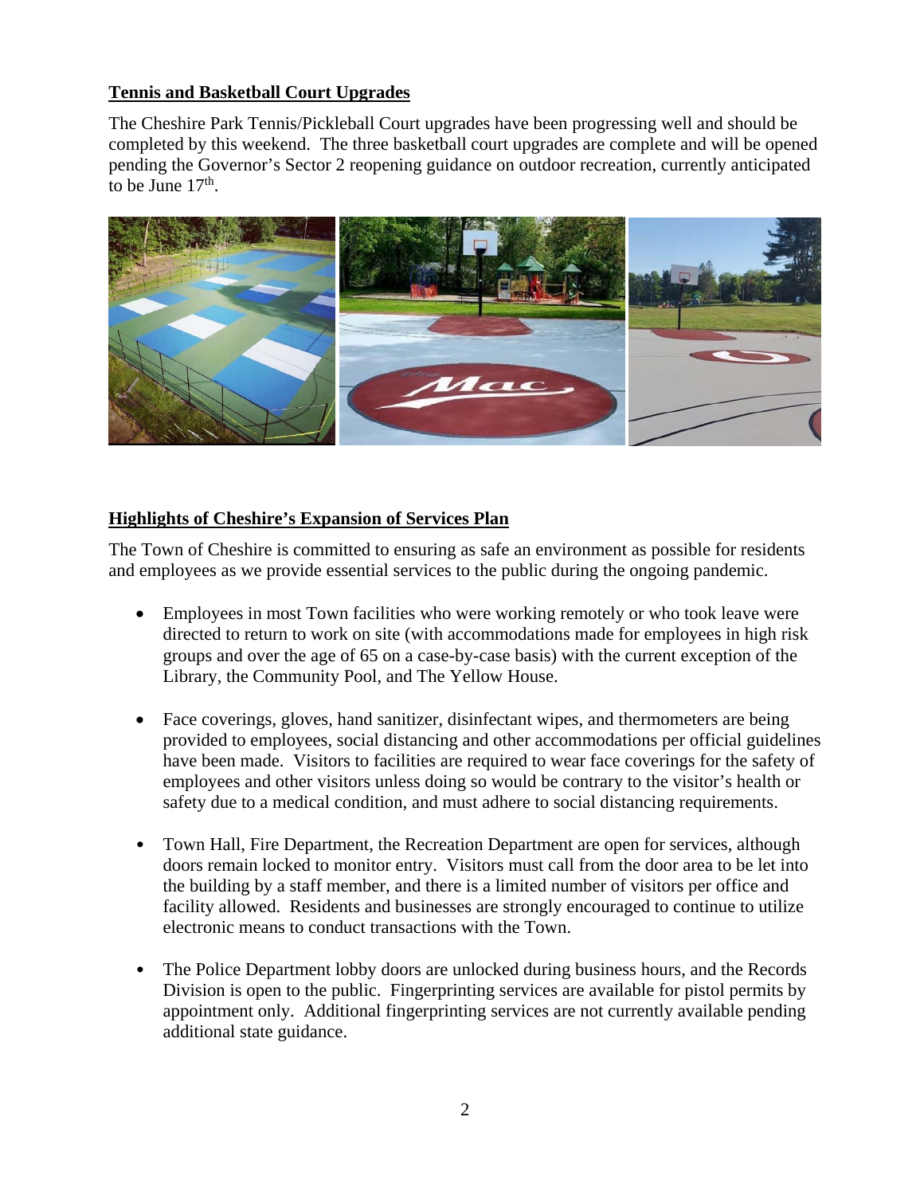**Tennis and Basketball Court Upgrades**

The Cheshire Park Tennis/Pickleball Court upgrades have been progressing well and should be completed by this weekend. The three basketball court upgrades are complete and will be opened pending the Governor's Sector 2 reopening guidance on outdoor recreation, currently anticipated to be June 17th.

**Highlights of Cheshire's Expansion of Services Plan**

The Town of Cheshire is committed to ensuring as safe an environment as possible for residents and employees as we provide essential services to the public during the ongoing pandemic.

- Employees in most Town facilities who were working remotely or who took leave were directed to return to work on site (with accommodations made for employees in high risk groups and over the age of 65 on a case-by-case basis) with the current exception of the Library, the Community Pool, and The Yellow House.

- Face coverings, gloves, hand sanitizer, disinfectant wipes, and thermometers are being provided to employees, social distancing and other accommodations per official guidelines have been made. Visitors to facilities are required to wear face coverings for the safety of employees and other visitors unless doing so would be contrary to the visitor's health or safety due to a medical condition, and must adhere to social distancing requirements.

- Town Hall, Fire Department, the Recreation Department are open for services, although doors remain locked to monitor entry. Visitors must call from the door area to be let into the building by a staff member, and there is a limited number of visitors per office and facility allowed. Residents and businesses are strongly encouraged to continue to utilize electronic means to conduct transactions with the Town.

- The Police Department lobby doors are unlocked during business hours, and the Records Division is open to the public. Fingerprinting services are available for pistol permits by appointment only. Additional fingerprinting services are not currently available pending additional state guidance.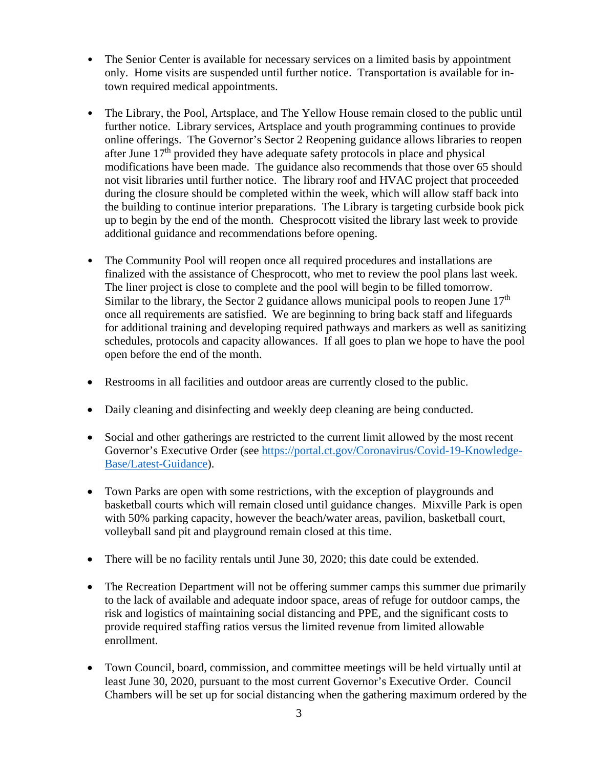- The Senior Center is available for necessary services on a limited basis by appointment only. Home visits are suspended until further notice. Transportation is available for in-town required medical appointments.

- The Library, the Pool, Artsplace, and The Yellow House remain closed to the public until further notice. Library services, Artsplace and youth programming continues to provide online offerings. The Governor's Sector 2 Reopening guidance allows libraries to reopen after June 17th provided they have adequate safety protocols in place and physical modifications have been made. The guidance also recommends that those over 65 should not visit libraries until further notice. The library roof and HVAC project that proceeded during the closure should be completed within the week, which will allow staff back into the building to continue interior preparations. The Library is targeting curbside book pick up to begin by the end of the month. Chesprocott visited the library last week to provide additional guidance and recommendations before opening.

- The Community Pool will reopen once all required procedures and installations are finalized with the assistance of Chesprocott, who met to review the pool plans last week. The liner project is close to complete and the pool will begin to be filled tomorrow. Similar to the library, the Sector 2 guidance allows municipal pools to reopen June 17th once all requirements are satisfied. We are beginning to bring back staff and lifeguards for additional training and developing required pathways and markers as well as sanitizing schedules, protocols and capacity allowances. If all goes to plan we hope to have the pool open before the end of the month.

- Restrooms in all facilities and outdoor areas are currently closed to the public.

- Daily cleaning and disinfecting and weekly deep cleaning are being conducted.

- Social and other gatherings are restricted to the current limit allowed by the most recent Governor's Executive Order (see https://portal.ct.gov/Coronavirus/Covid-19-Knowledge-Base/Latest-Guidance).

- Town Parks are open with some restrictions, with the exception of playgrounds and basketball courts which will remain closed until guidance changes. Mixville Park is open with 50% parking capacity, however the beach/water areas, pavilion, basketball court, volleyball sand pit and playground remain closed at this time.

- There will be no facility rentals until June 30, 2020; this date could be extended.

- The Recreation Department will not be offering summer camps this summer due primarily to the lack of available and adequate indoor space, areas of refuge for outdoor camps, the risk and logistics of maintaining social distancing and PPE, and the significant costs to provide required staffing ratios versus the limited revenue from limited allowable enrollment.

- Town Council, board, commission, and committee meetings will be held virtually until at least June 30, 2020, pursuant to the most current Governor's Executive Order. Council Chambers will be set up for social distancing when the gathering maximum ordered by the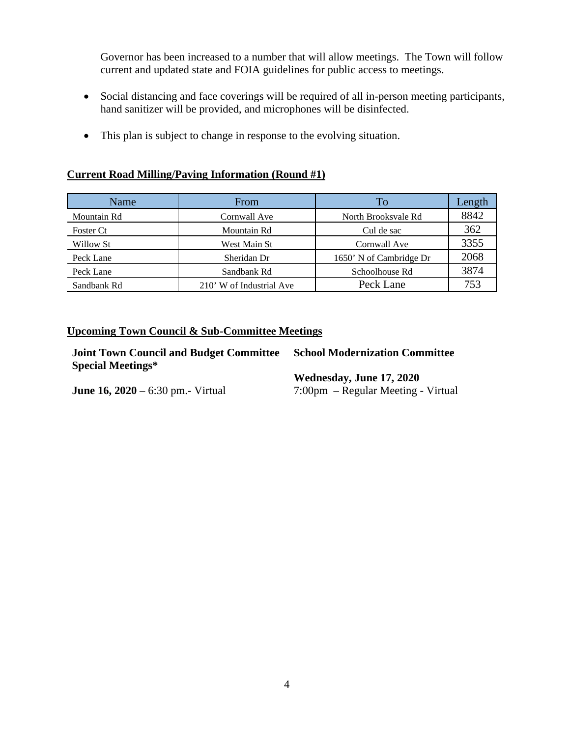Governor has been increased to a number that will allow meetings. The Town will follow current and updated state and FOIA guidelines for public access to meetings.

- Social distancing and face coverings will be required of all in-person meeting participants, hand sanitizer will be provided, and microphones will be disinfected.
- This plan is subject to change in response to the evolving situation.

## Current Road Milling/Paving Information (Round #1)

| Name | From | To | Length |
|---|---|---|---|
| Mountain Rd | Cornwall Ave | North Brooksvale Rd | 8842 |
| Foster Ct | Mountain Rd | Cul de sac | 362 |
| Willow St | West Main St | Cornwall Ave | 3355 |
| Peck Lane | Sheridan Dr | 1650' N of Cambridge Dr | 2068 |
| Peck Lane | Sandbank Rd | Schoolhouse Rd | 3874 |
| Sandbank Rd | 210' W of Industrial Ave | Peck Lane | 753 |

## Upcoming Town Council & Sub-Committee Meetings

**Joint Town Council and Budget Committee Special Meetings***

**June 16, 2020** – 6:30 pm.- Virtual

**School Modernization Committee**

**Wednesday, June 17, 2020**
7:00pm – Regular Meeting - Virtual